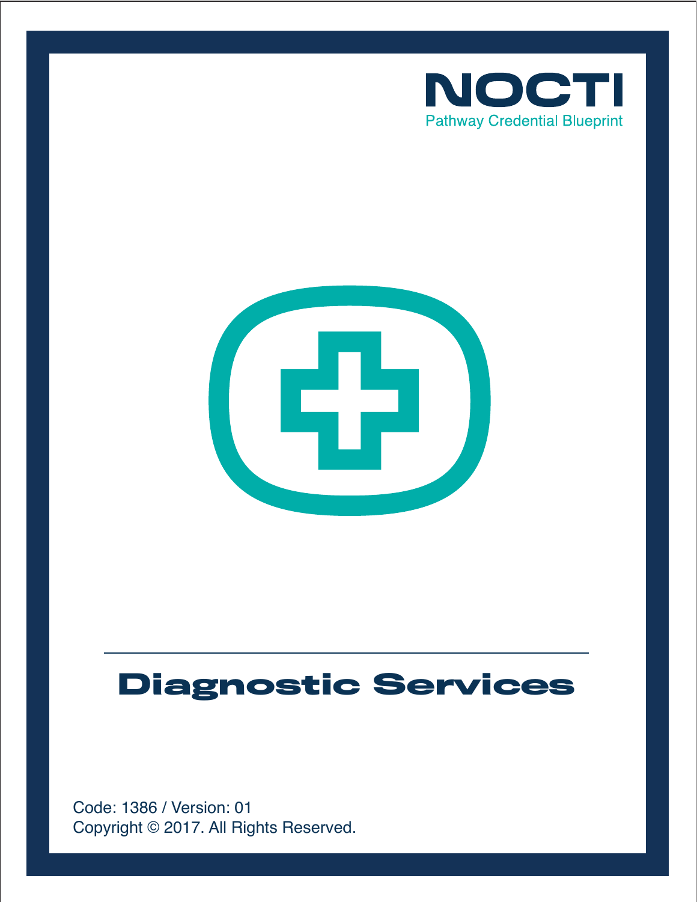NOCTI

Pathway Credential Blueprint

# Diagnostic Services

Code: 1386 / Version: 01

Copyright © 2017. All Rights Reserved.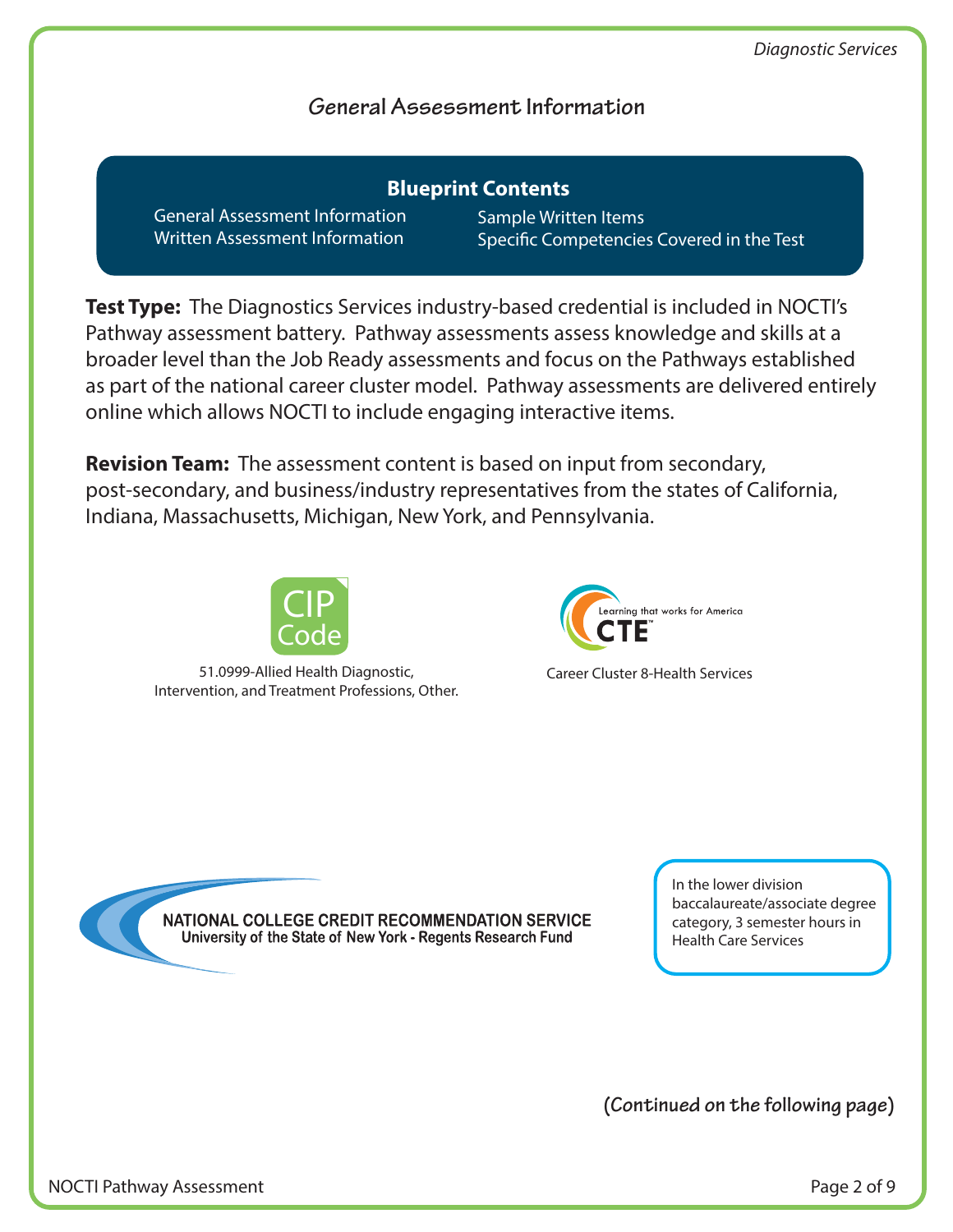## General Assessment Information

### Blueprint Contents

- General Assessment Information
- Written Assessment Information
- Sample Written Items
- Specific Competencies Covered in the Test

**Test Type:** The Diagnostics Services industry-based credential is included in NOCTI's Pathway assessment battery. Pathway assessments assess knowledge and skills at a broader level than the Job Ready assessments and focus on the Pathways established as part of the national career cluster model. Pathway assessments are delivered entirely online which allows NOCTI to include engaging interactive items.

**Revision Team:** The assessment content is based on input from secondary, post-secondary, and business/industry representatives from the states of California, Indiana, Massachusetts, Michigan, New York, and Pennsylvania.

CIP Code

51.0999-Allied Health Diagnostic, Intervention, and Treatment Professions, Other.

CTE – Learning that works for America

Career Cluster 8-Health Services

NATIONAL COLLEGE CREDIT RECOMMENDATION SERVICE
University of the State of New York - Regents Research Fund

In the lower division baccalaureate/associate degree category, 3 semester hours in Health Care Services

**(Continued on the following page)**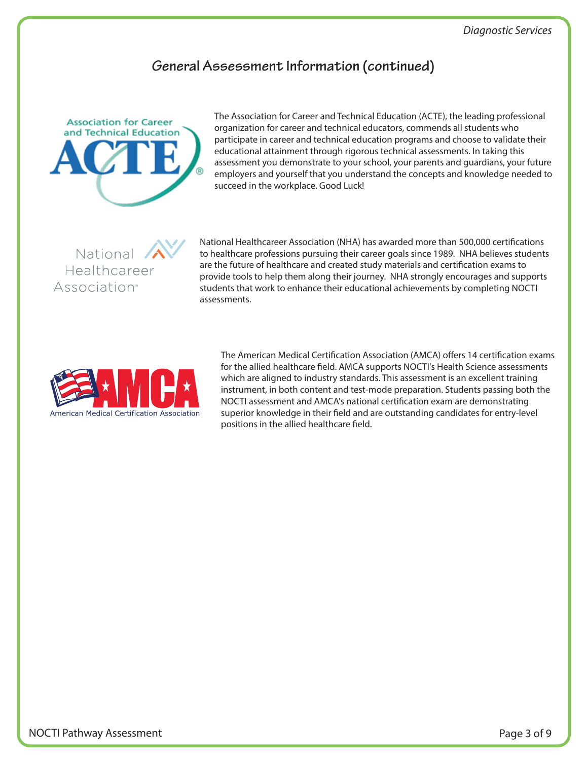## General Assessment Information (continued)

The Association for Career and Technical Education (ACTE), the leading professional organization for career and technical educators, commends all students who participate in career and technical education programs and choose to validate their educational attainment through rigorous technical assessments. In taking this assessment you demonstrate to your school, your parents and guardians, your future employers and yourself that you understand the concepts and knowledge needed to succeed in the workplace. Good Luck!

National Healthcareer Association (NHA) has awarded more than 500,000 certifications to healthcare professions pursuing their career goals since 1989. NHA believes students are the future of healthcare and created study materials and certification exams to provide tools to help them along their journey. NHA strongly encourages and supports students that work to enhance their educational achievements by completing NOCTI assessments.

The American Medical Certification Association (AMCA) offers 14 certification exams for the allied healthcare field. AMCA supports NOCTI's Health Science assessments which are aligned to industry standards. This assessment is an excellent training instrument, in both content and test-mode preparation. Students passing both the NOCTI assessment and AMCA's national certification exam are demonstrating superior knowledge in their field and are outstanding candidates for entry-level positions in the allied healthcare field.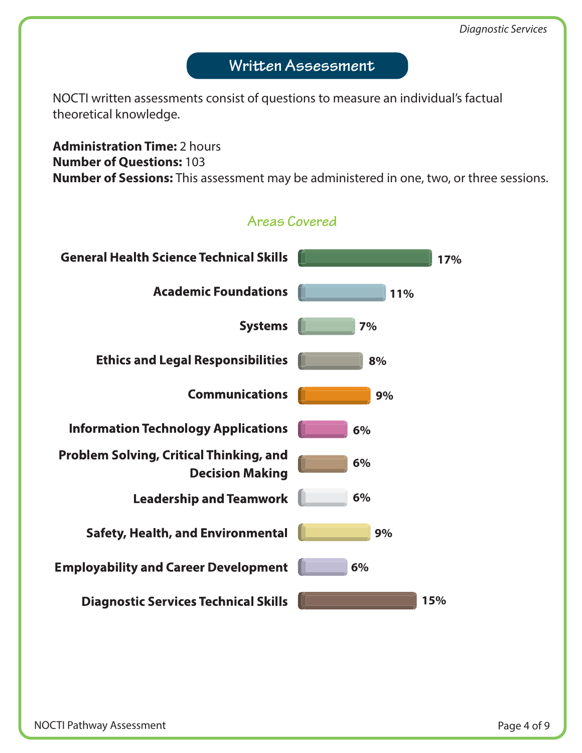## Written Assessment

NOCTI written assessments consist of questions to measure an individual's factual theoretical knowledge.

**Administration Time:** 2 hours
**Number of Questions:** 103
**Number of Sessions:** This assessment may be administered in one, two, or three sessions.

### Areas Covered

| Area | Percentage |
|---|---|
| General Health Science Technical Skills | 17% |
| Academic Foundations | 11% |
| Systems | 7% |
| Ethics and Legal Responsibilities | 8% |
| Communications | 9% |
| Information Technology Applications | 6% |
| Problem Solving, Critical Thinking, and Decision Making | 6% |
| Leadership and Teamwork | 6% |
| Safety, Health, and Environmental | 9% |
| Employability and Career Development | 6% |
| Diagnostic Services Technical Skills | 15% |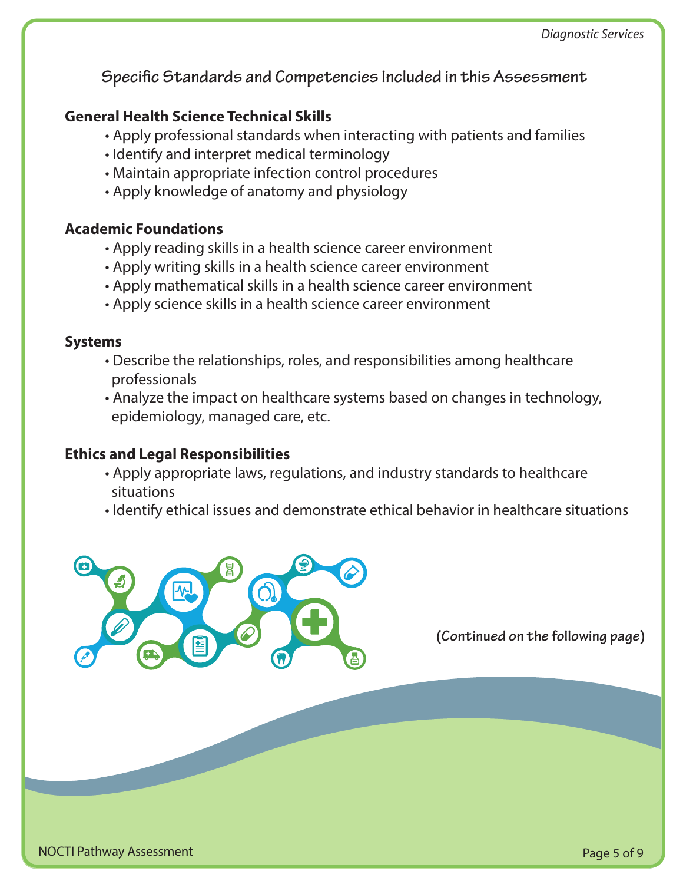## Specific Standards and Competencies Included in this Assessment

### General Health Science Technical Skills

- Apply professional standards when interacting with patients and families
- Identify and interpret medical terminology
- Maintain appropriate infection control procedures
- Apply knowledge of anatomy and physiology

### Academic Foundations

- Apply reading skills in a health science career environment
- Apply writing skills in a health science career environment
- Apply mathematical skills in a health science career environment
- Apply science skills in a health science career environment

### Systems

- Describe the relationships, roles, and responsibilities among healthcare professionals
- Analyze the impact on healthcare systems based on changes in technology, epidemiology, managed care, etc.

### Ethics and Legal Responsibilities

- Apply appropriate laws, regulations, and industry standards to healthcare situations
- Identify ethical issues and demonstrate ethical behavior in healthcare situations

**(Continued on the following page)**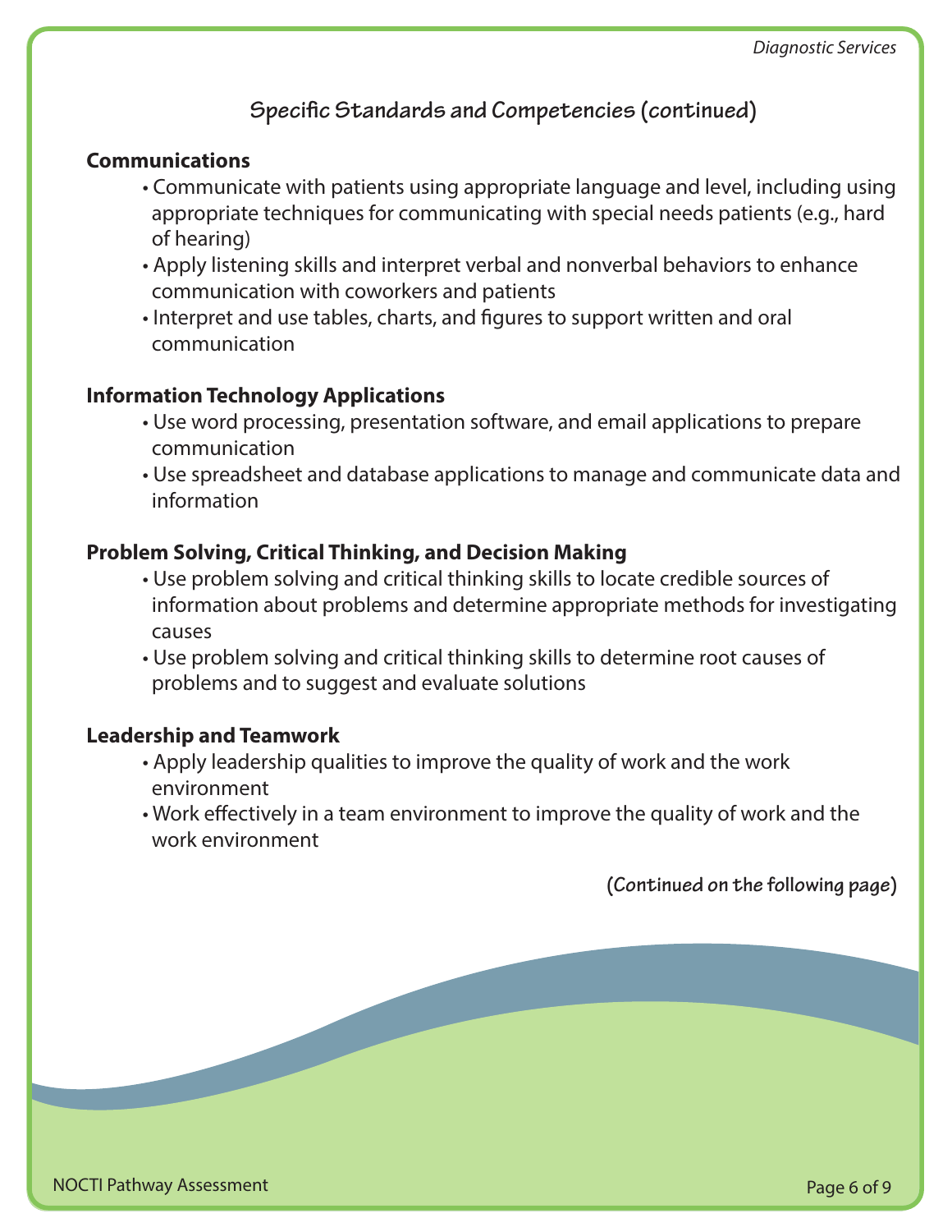## Specific Standards and Competencies (continued)

**Communications**

- Communicate with patients using appropriate language and level, including using appropriate techniques for communicating with special needs patients (e.g., hard of hearing)
- Apply listening skills and interpret verbal and nonverbal behaviors to enhance communication with coworkers and patients
- Interpret and use tables, charts, and figures to support written and oral communication

**Information Technology Applications**

- Use word processing, presentation software, and email applications to prepare communication
- Use spreadsheet and database applications to manage and communicate data and information

**Problem Solving, Critical Thinking, and Decision Making**

- Use problem solving and critical thinking skills to locate credible sources of information about problems and determine appropriate methods for investigating causes
- Use problem solving and critical thinking skills to determine root causes of problems and to suggest and evaluate solutions

**Leadership and Teamwork**

- Apply leadership qualities to improve the quality of work and the work environment
- Work effectively in a team environment to improve the quality of work and the work environment

**(Continued on the following page)**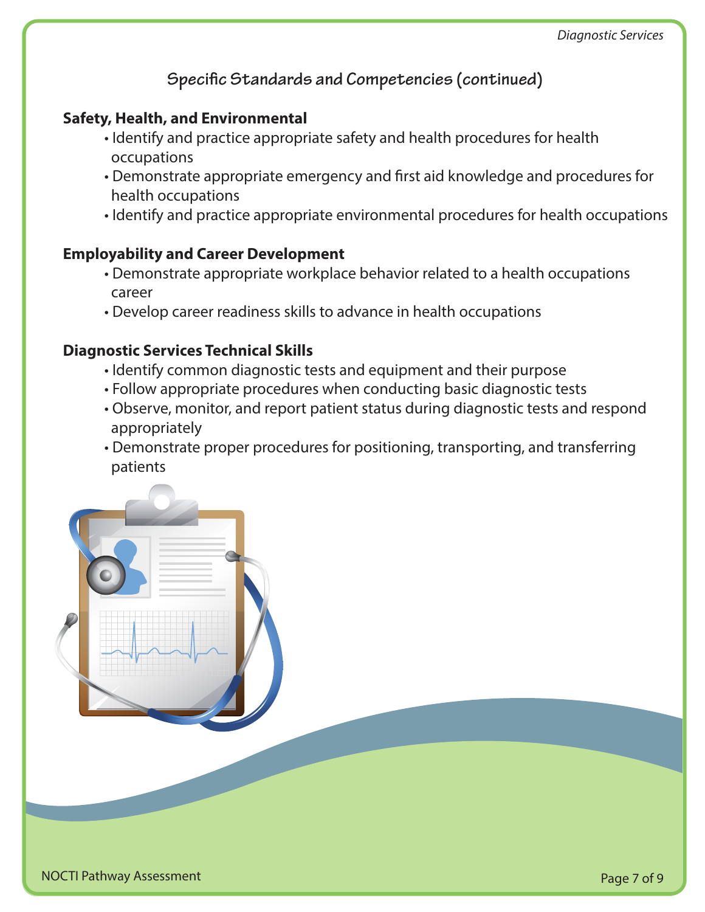## Specific Standards and Competencies (continued)

**Safety, Health, and Environmental**

- Identify and practice appropriate safety and health procedures for health occupations
- Demonstrate appropriate emergency and first aid knowledge and procedures for health occupations
- Identify and practice appropriate environmental procedures for health occupations

**Employability and Career Development**

- Demonstrate appropriate workplace behavior related to a health occupations career
- Develop career readiness skills to advance in health occupations

**Diagnostic Services Technical Skills**

- Identify common diagnostic tests and equipment and their purpose
- Follow appropriate procedures when conducting basic diagnostic tests
- Observe, monitor, and report patient status during diagnostic tests and respond appropriately
- Demonstrate proper procedures for positioning, transporting, and transferring patients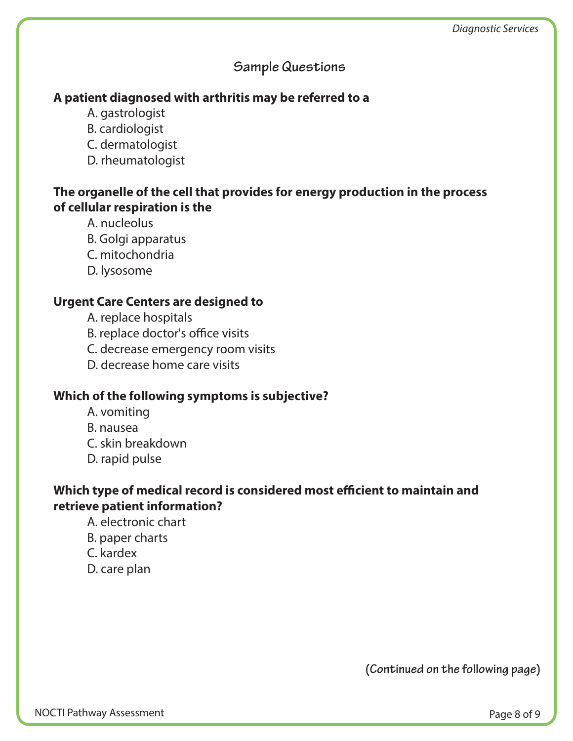## Sample Questions

**A patient diagnosed with arthritis may be referred to a**

A. gastrologist
B. cardiologist
C. dermatologist
D. rheumatologist

**The organelle of the cell that provides for energy production in the process of cellular respiration is the**

A. nucleolus
B. Golgi apparatus
C. mitochondria
D. lysosome

**Urgent Care Centers are designed to**

A. replace hospitals
B. replace doctor's office visits
C. decrease emergency room visits
D. decrease home care visits

**Which of the following symptoms is subjective?**

A. vomiting
B. nausea
C. skin breakdown
D. rapid pulse

**Which type of medical record is considered most efficient to maintain and retrieve patient information?**

A. electronic chart
B. paper charts
C. kardex
D. care plan

**(Continued on the following page)**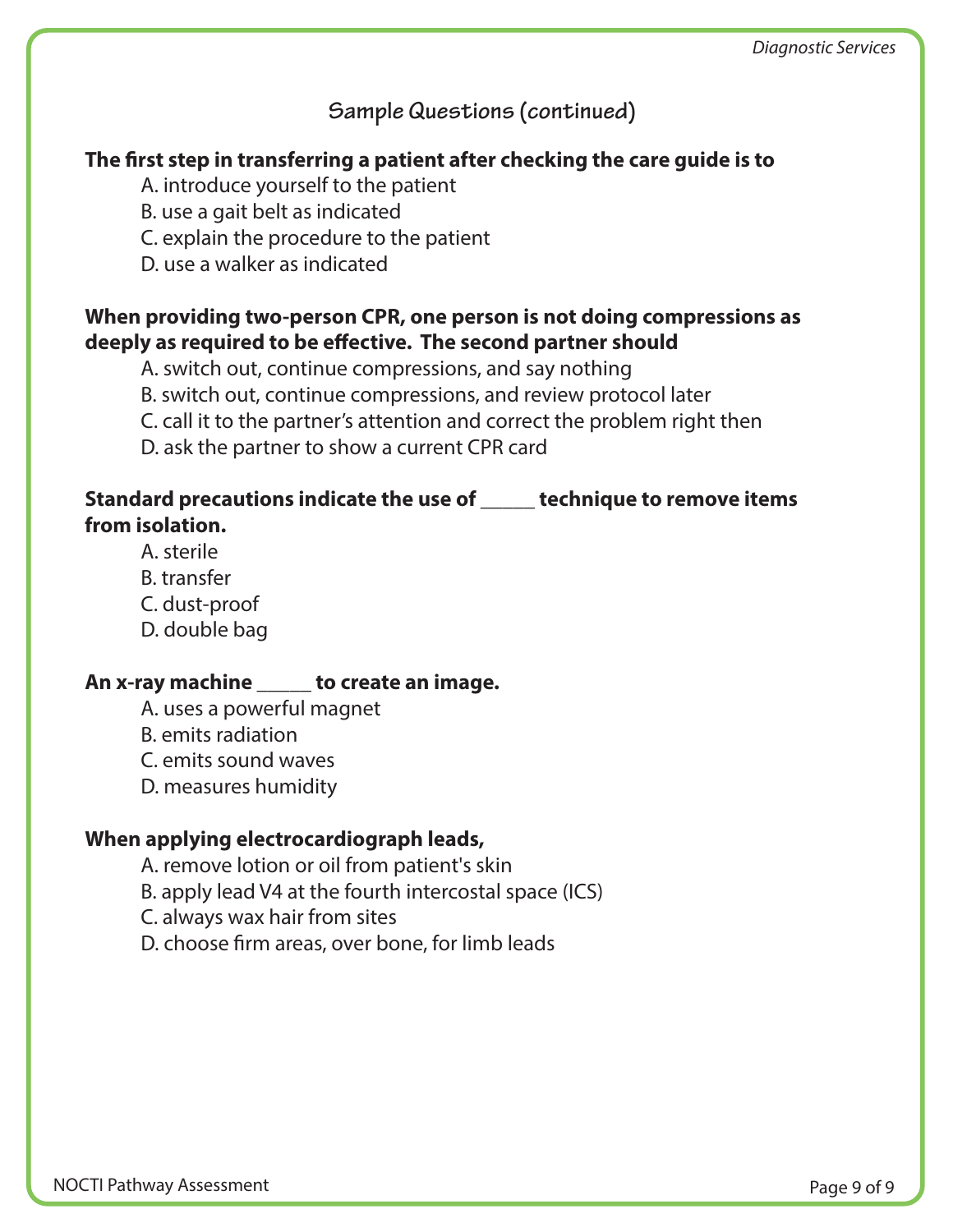## Sample Questions (continued)

**The first step in transferring a patient after checking the care guide is to**

A. introduce yourself to the patient
B. use a gait belt as indicated
C. explain the procedure to the patient
D. use a walker as indicated

**When providing two-person CPR, one person is not doing compressions as deeply as required to be effective. The second partner should**

A. switch out, continue compressions, and say nothing
B. switch out, continue compressions, and review protocol later
C. call it to the partner's attention and correct the problem right then
D. ask the partner to show a current CPR card

**Standard precautions indicate the use of _____ technique to remove items from isolation.**

A. sterile
B. transfer
C. dust-proof
D. double bag

**An x-ray machine _____ to create an image.**

A. uses a powerful magnet
B. emits radiation
C. emits sound waves
D. measures humidity

**When applying electrocardiograph leads,**

A. remove lotion or oil from patient's skin
B. apply lead V4 at the fourth intercostal space (ICS)
C. always wax hair from sites
D. choose firm areas, over bone, for limb leads